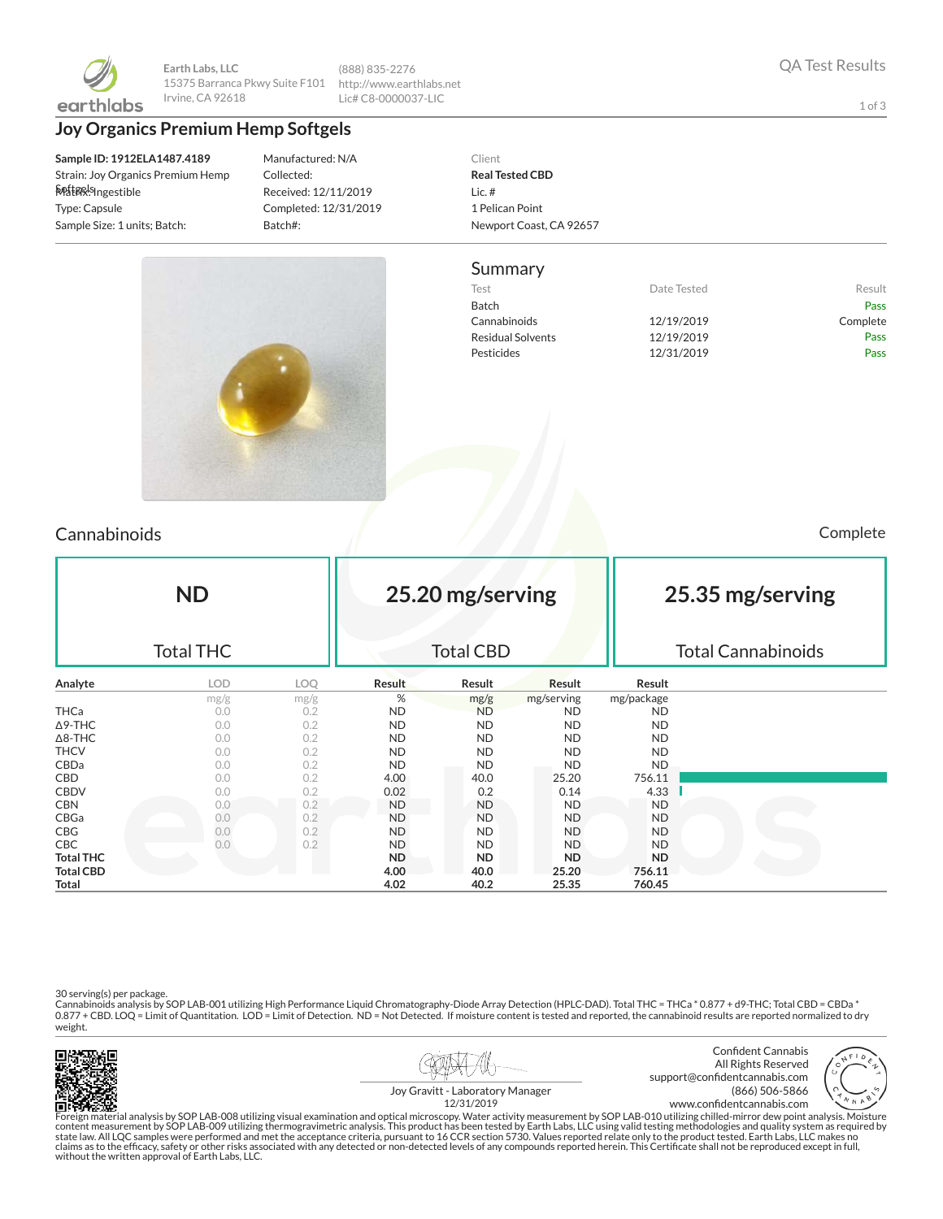**Earth Labs, LLC**
15375 Barranca Pkwy Suite F101
Irvine, CA 92618

(888) 835-2276
http://www.earthlabs.net
Lic# C8-0000037-LIC

QA Test Results

# Joy Organics Premium Hemp Softgels

**Sample ID: 1912ELA1487.4189**
Strain: Joy Organics Premium Hemp Softgels
Matrix: Ingestible
Type: Capsule
Sample Size: 1 units; Batch:

Manufactured: N/A
Collected:
Received: 12/11/2019
Completed: 12/31/2019
Batch#:

Client
**Real Tested CBD**
Lic. #
1 Pelican Point
Newport Coast, CA 92657

## Summary

| Test | Date Tested | Result |
|---|---|---|
| Batch | | Pass |
| Cannabinoids | 12/19/2019 | Complete |
| Residual Solvents | 12/19/2019 | Pass |
| Pesticides | 12/31/2019 | Pass |

## Cannabinoids

Complete

| ND | 25.20 mg/serving | 25.35 mg/serving |
|---|---|---|
| Total THC | Total CBD | Total Cannabinoids |

| Analyte | LOD | LOQ | Result | Result | Result | Result |
|---|---|---|---|---|---|---|
| | mg/g | mg/g | % | mg/g | mg/serving | mg/package |
| THCa | 0.0 | 0.2 | ND | ND | ND | ND |
| Δ9-THC | 0.0 | 0.2 | ND | ND | ND | ND |
| Δ8-THC | 0.0 | 0.2 | ND | ND | ND | ND |
| THCV | 0.0 | 0.2 | ND | ND | ND | ND |
| CBDa | 0.0 | 0.2 | ND | ND | ND | ND |
| CBD | 0.0 | 0.2 | 4.00 | 40.0 | 25.20 | 756.11 |
| CBDV | 0.0 | 0.2 | 0.02 | 0.2 | 0.14 | 4.33 |
| CBN | 0.0 | 0.2 | ND | ND | ND | ND |
| CBGa | 0.0 | 0.2 | ND | ND | ND | ND |
| CBG | 0.0 | 0.2 | ND | ND | ND | ND |
| CBC | 0.0 | 0.2 | ND | ND | ND | ND |
| **Total THC** | | | **ND** | **ND** | **ND** | **ND** |
| **Total CBD** | | | **4.00** | **40.0** | **25.20** | **756.11** |
| **Total** | | | **4.02** | **40.2** | **25.35** | **760.45** |

30 serving(s) per package.
Cannabinoids analysis by SOP LAB-001 utilizing High Performance Liquid Chromatography-Diode Array Detection (HPLC-DAD). Total THC = THCa * 0.877 + d9-THC; Total CBD = CBDa * 0.877 + CBD. LOQ = Limit of Quantitation. LOD = Limit of Detection. ND = Not Detected. If moisture content is tested and reported, the cannabinoid results are reported normalized to dry weight.

Joy Gravitt - Laboratory Manager
12/31/2019

Confident Cannabis
All Rights Reserved
support@confidentcannabis.com
(866) 506-5866
www.confidentcannabis.com

Foreign material analysis by SOP LAB-008 utilizing visual examination and optical microscopy. Water activity measurement by SOP LAB-010 utilizing chilled-mirror dew point analysis. Moisture content measurement by SOP LAB-009 utilizing thermogravimetric analysis. This product has been tested by Earth Labs, LLC using valid testing methodologies and quality system as required by state law. All LQC samples were performed and met the acceptance criteria, pursuant to 16 CCR section 5730. Values reported relate only to the product tested. Earth Labs, LLC makes no claims as to the efficacy, safety or other risks associated with any detected or non-detected levels of any compounds reported herein. This Certificate shall not be reproduced except in full, without the written approval of Earth Labs, LLC.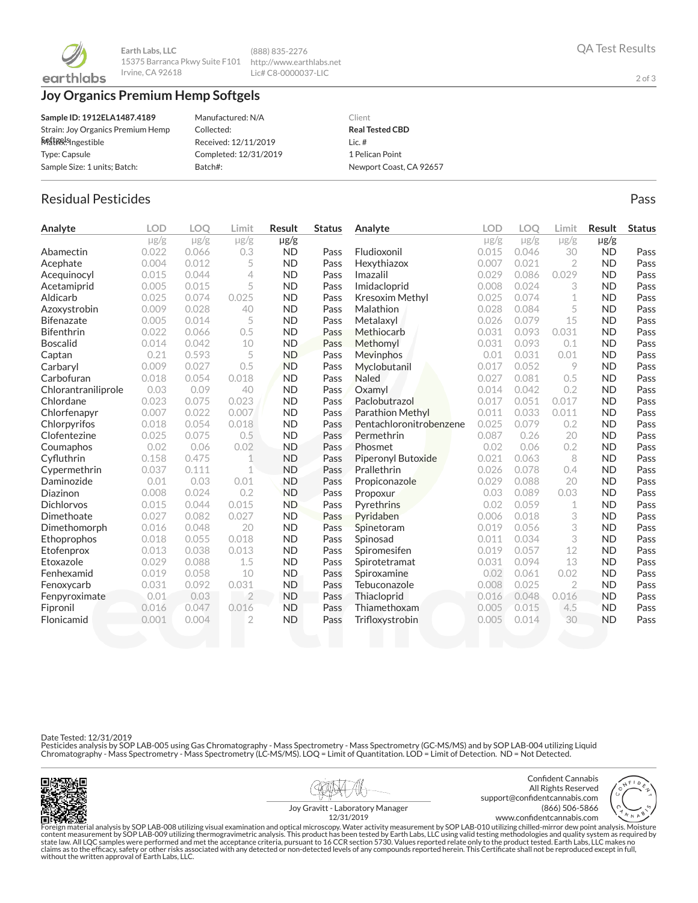Earth Labs, LLC
15375 Barranca Pkwy Suite F101
Irvine, CA 92618

(888) 835-2276
http://www.earthlabs.net
Lic# C8-0000037-LIC

QA Test Results

## Joy Organics Premium Hemp Softgels

| | | |
|---|---|---|
| **Sample ID: 1912ELA1487.4189** | Manufactured: N/A | Client |
| Strain: Joy Organics Premium Hemp Softgels | Collected: | **Real Tested CBD** |
| Matrix: Ingestible | Received: 12/11/2019 | Lic. # |
| Type: Capsule | Completed: 12/31/2019 | 1 Pelican Point |
| Sample Size: 1 units; Batch: | Batch#: | Newport Coast, CA 92657 |

## Residual Pesticides

Pass

| Analyte | LOD μg/g | LOQ μg/g | Limit μg/g | Result μg/g | Status |
|---|---|---|---|---|---|
| Abamectin | 0.022 | 0.066 | 0.3 | ND | Pass |
| Acephate | 0.004 | 0.012 | 5 | ND | Pass |
| Acequinocyl | 0.015 | 0.044 | 4 | ND | Pass |
| Acetamiprid | 0.005 | 0.015 | 5 | ND | Pass |
| Aldicarb | 0.025 | 0.074 | 0.025 | ND | Pass |
| Azoxystrobin | 0.009 | 0.028 | 40 | ND | Pass |
| Bifenazate | 0.005 | 0.014 | 5 | ND | Pass |
| Bifenthrin | 0.022 | 0.066 | 0.5 | ND | Pass |
| Boscalid | 0.014 | 0.042 | 10 | ND | Pass |
| Captan | 0.21 | 0.593 | 5 | ND | Pass |
| Carbaryl | 0.009 | 0.027 | 0.5 | ND | Pass |
| Carbofuran | 0.018 | 0.054 | 0.018 | ND | Pass |
| Chlorantraniliprole | 0.03 | 0.09 | 40 | ND | Pass |
| Chlordane | 0.023 | 0.075 | 0.023 | ND | Pass |
| Chlorfenapyr | 0.007 | 0.022 | 0.007 | ND | Pass |
| Chlorpyrifos | 0.018 | 0.054 | 0.018 | ND | Pass |
| Clofentezine | 0.025 | 0.075 | 0.5 | ND | Pass |
| Coumaphos | 0.02 | 0.06 | 0.02 | ND | Pass |
| Cyfluthrin | 0.158 | 0.475 | 1 | ND | Pass |
| Cypermethrin | 0.037 | 0.111 | 1 | ND | Pass |
| Daminozide | 0.01 | 0.03 | 0.01 | ND | Pass |
| Diazinon | 0.008 | 0.024 | 0.2 | ND | Pass |
| Dichlorvos | 0.015 | 0.044 | 0.015 | ND | Pass |
| Dimethoate | 0.027 | 0.082 | 0.027 | ND | Pass |
| Dimethomorph | 0.016 | 0.048 | 20 | ND | Pass |
| Ethoprophos | 0.018 | 0.055 | 0.018 | ND | Pass |
| Etofenprox | 0.013 | 0.038 | 0.013 | ND | Pass |
| Etoxazole | 0.029 | 0.088 | 1.5 | ND | Pass |
| Fenhexamid | 0.019 | 0.058 | 10 | ND | Pass |
| Fenoxycarb | 0.031 | 0.092 | 0.031 | ND | Pass |
| Fenpyroximate | 0.01 | 0.03 | 2 | ND | Pass |
| Fipronil | 0.016 | 0.047 | 0.016 | ND | Pass |
| Flonicamid | 0.001 | 0.004 | 2 | ND | Pass |
| Fludioxonil | 0.015 | 0.046 | 30 | ND | Pass |
| Hexythiazox | 0.007 | 0.021 | 2 | ND | Pass |
| Imazalil | 0.029 | 0.086 | 0.029 | ND | Pass |
| Imidacloprid | 0.008 | 0.024 | 3 | ND | Pass |
| Kresoxim Methyl | 0.025 | 0.074 | 1 | ND | Pass |
| Malathion | 0.028 | 0.084 | 5 | ND | Pass |
| Metalaxyl | 0.026 | 0.079 | 15 | ND | Pass |
| Methiocarb | 0.031 | 0.093 | 0.031 | ND | Pass |
| Methomyl | 0.031 | 0.093 | 0.1 | ND | Pass |
| Mevinphos | 0.01 | 0.031 | 0.01 | ND | Pass |
| Myclobutanil | 0.017 | 0.052 | 9 | ND | Pass |
| Naled | 0.027 | 0.081 | 0.5 | ND | Pass |
| Oxamyl | 0.014 | 0.042 | 0.2 | ND | Pass |
| Paclobutrazol | 0.017 | 0.051 | 0.017 | ND | Pass |
| Parathion Methyl | 0.011 | 0.033 | 0.011 | ND | Pass |
| Pentachloronitrobenzene | 0.025 | 0.079 | 0.2 | ND | Pass |
| Permethrin | 0.087 | 0.26 | 20 | ND | Pass |
| Phosmet | 0.02 | 0.06 | 0.2 | ND | Pass |
| Piperonyl Butoxide | 0.021 | 0.063 | 8 | ND | Pass |
| Prallethrin | 0.026 | 0.078 | 0.4 | ND | Pass |
| Propiconazole | 0.029 | 0.088 | 20 | ND | Pass |
| Propoxur | 0.03 | 0.089 | 0.03 | ND | Pass |
| Pyrethrins | 0.02 | 0.059 | 1 | ND | Pass |
| Pyridaben | 0.006 | 0.018 | 3 | ND | Pass |
| Spinetoram | 0.019 | 0.056 | 3 | ND | Pass |
| Spinosad | 0.011 | 0.034 | 3 | ND | Pass |
| Spiromesifen | 0.019 | 0.057 | 12 | ND | Pass |
| Spirotetramat | 0.031 | 0.094 | 13 | ND | Pass |
| Spiroxamine | 0.02 | 0.061 | 0.02 | ND | Pass |
| Tebuconazole | 0.008 | 0.025 | 2 | ND | Pass |
| Thiacloprid | 0.016 | 0.048 | 0.016 | ND | Pass |
| Thiamethoxam | 0.005 | 0.015 | 4.5 | ND | Pass |
| Trifloxystrobin | 0.005 | 0.014 | 30 | ND | Pass |

Date Tested: 12/31/2019
Pesticides analysis by SOP LAB-005 using Gas Chromatography - Mass Spectrometry - Mass Spectrometry (GC-MS/MS) and by SOP LAB-004 utilizing Liquid Chromatography - Mass Spectrometry - Mass Spectrometry (LC-MS/MS). LOQ = Limit of Quantitation. LOD = Limit of Detection. ND = Not Detected.

Joy Gravitt - Laboratory Manager
12/31/2019

Confident Cannabis
All Rights Reserved
support@confidentcannabis.com
(866) 506-5866
www.confidentcannabis.com

Foreign material analysis by SOP LAB-008 utilizing visual examination and optical microscopy. Water activity measurement by SOP LAB-010 utilizing chilled-mirror dew point analysis. Moisture content measurement by SOP LAB-009 utilizing thermogravimetric analysis. This product has been tested by Earth Labs, LLC using valid testing methodologies and quality system as required by state law. All LQC samples were performed and met the acceptance criteria, pursuant to 16 CCR section 5730. Values reported relate only to the product tested. Earth Labs, LLC makes no claims as to the efficacy, safety or other risks associated with any detected or non-detected levels of any compounds reported herein. This Certificate shall not be reproduced except in full, without the written approval of Earth Labs, LLC.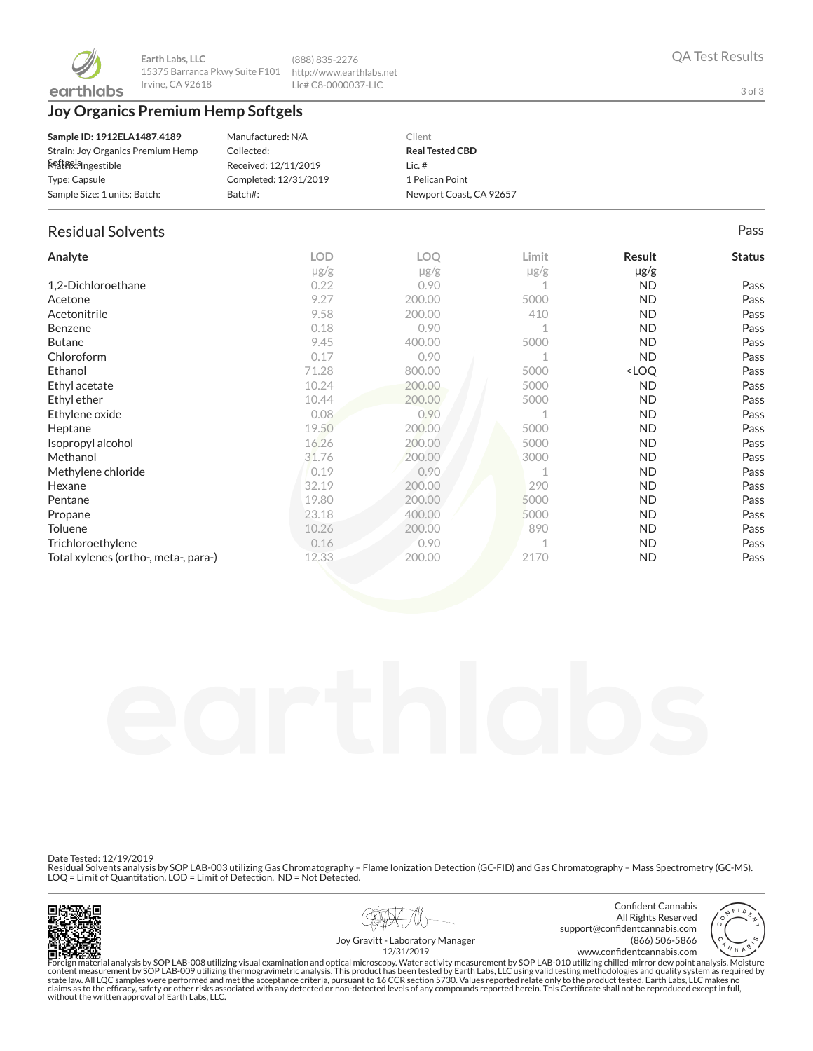Earth Labs, LLC
15375 Barranca Pkwy Suite F101
Irvine, CA 92618

(888) 835-2276
http://www.earthlabs.net
Lic# C8-0000037-LIC

QA Test Results

# Joy Organics Premium Hemp Softgels

| | | |
|---|---|---|
| **Sample ID: 1912ELA1487.4189** | Manufactured: N/A | Client |
| Strain: Joy Organics Premium Hemp Softgels | Collected: | **Real Tested CBD** |
| Matrix: Ingestible | Received: 12/11/2019 | Lic. # |
| Type: Capsule | Completed: 12/31/2019 | 1 Pelican Point |
| Sample Size: 1 units; Batch: | Batch#: | Newport Coast, CA 92657 |

## Residual Solvents

Pass

| Analyte | LOD | LOQ | Limit | Result | Status |
|---|---|---|---|---|---|
| | μg/g | μg/g | μg/g | μg/g | |
| 1,2-Dichloroethane | 0.22 | 0.90 | 1 | ND | Pass |
| Acetone | 9.27 | 200.00 | 5000 | ND | Pass |
| Acetonitrile | 9.58 | 200.00 | 410 | ND | Pass |
| Benzene | 0.18 | 0.90 | 1 | ND | Pass |
| Butane | 9.45 | 400.00 | 5000 | ND | Pass |
| Chloroform | 0.17 | 0.90 | 1 | ND | Pass |
| Ethanol | 71.28 | 800.00 | 5000 | <LOQ | Pass |
| Ethyl acetate | 10.24 | 200.00 | 5000 | ND | Pass |
| Ethyl ether | 10.44 | 200.00 | 5000 | ND | Pass |
| Ethylene oxide | 0.08 | 0.90 | 1 | ND | Pass |
| Heptane | 19.50 | 200.00 | 5000 | ND | Pass |
| Isopropyl alcohol | 16.26 | 200.00 | 5000 | ND | Pass |
| Methanol | 31.76 | 200.00 | 3000 | ND | Pass |
| Methylene chloride | 0.19 | 0.90 | 1 | ND | Pass |
| Hexane | 32.19 | 200.00 | 290 | ND | Pass |
| Pentane | 19.80 | 200.00 | 5000 | ND | Pass |
| Propane | 23.18 | 400.00 | 5000 | ND | Pass |
| Toluene | 10.26 | 200.00 | 890 | ND | Pass |
| Trichloroethylene | 0.16 | 0.90 | 1 | ND | Pass |
| Total xylenes (ortho-, meta-, para-) | 12.33 | 200.00 | 2170 | ND | Pass |

Date Tested: 12/19/2019
Residual Solvents analysis by SOP LAB-003 utilizing Gas Chromatography – Flame Ionization Detection (GC-FID) and Gas Chromatography – Mass Spectrometry (GC-MS).
LOQ = Limit of Quantitation. LOD = Limit of Detection. ND = Not Detected.

Joy Gravitt - Laboratory Manager
12/31/2019

Confident Cannabis
All Rights Reserved
support@confidentcannabis.com
(866) 506-5866
www.confidentcannabis.com

Foreign material analysis by SOP LAB-008 utilizing visual examination and optical microscopy. Water activity measurement by SOP LAB-010 utilizing chilled-mirror dew point analysis. Moisture content measurement by SOP LAB-009 utilizing thermogravimetric analysis. This product has been tested by Earth Labs, LLC using valid testing methodologies and quality system as required by state law. All LQC samples were performed and met the acceptance criteria, pursuant to 16 CCR section 5730. Values reported relate only to the product tested. Earth Labs, LLC makes no claims as to the efficacy, safety or other risks associated with any detected or non-detected levels of any compounds reported herein. This Certificate shall not be reproduced except in full, without the written approval of Earth Labs, LLC.